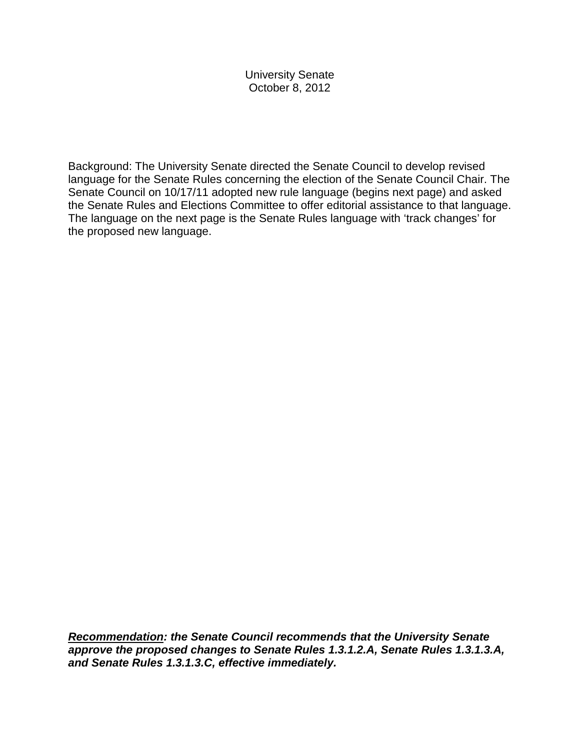University Senate
October 8, 2012

Background: The University Senate directed the Senate Council to develop revised language for the Senate Rules concerning the election of the Senate Council Chair. The Senate Council on 10/17/11 adopted new rule language (begins next page) and asked the Senate Rules and Elections Committee to offer editorial assistance to that language. The language on the next page is the Senate Rules language with 'track changes' for the proposed new language.

***<u>Recommendation</u>: the Senate Council recommends that the University Senate approve the proposed changes to Senate Rules 1.3.1.2.A, Senate Rules 1.3.1.3.A, and Senate Rules 1.3.1.3.C, effective immediately.***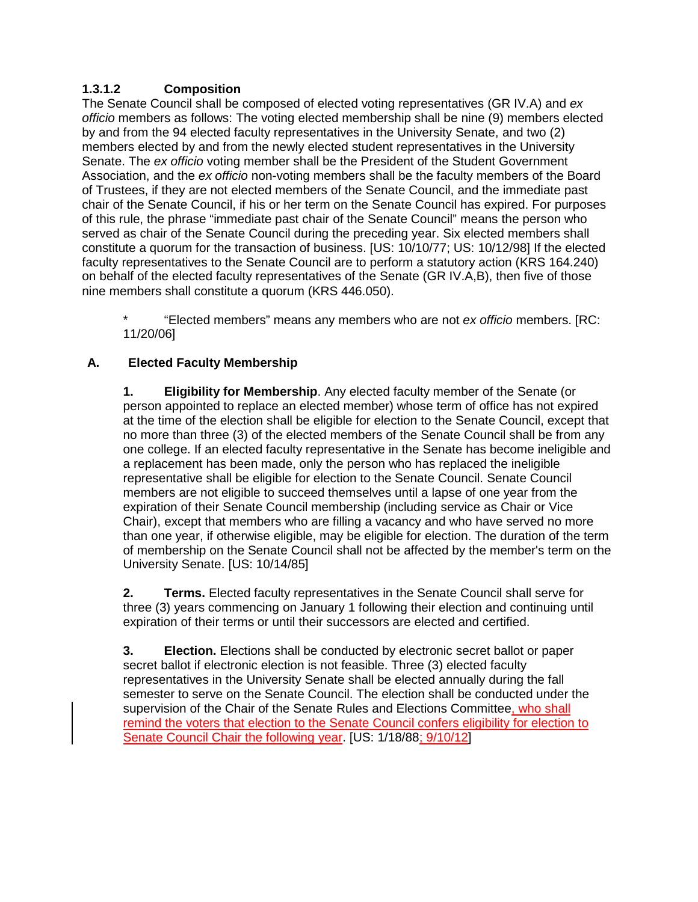### 1.3.1.2 Composition

The Senate Council shall be composed of elected voting representatives (GR IV.A) and *ex officio* members as follows: The voting elected membership shall be nine (9) members elected by and from the 94 elected faculty representatives in the University Senate, and two (2) members elected by and from the newly elected student representatives in the University Senate. The *ex officio* voting member shall be the President of the Student Government Association, and the *ex officio* non-voting members shall be the faculty members of the Board of Trustees, if they are not elected members of the Senate Council, and the immediate past chair of the Senate Council, if his or her term on the Senate Council has expired. For purposes of this rule, the phrase "immediate past chair of the Senate Council" means the person who served as chair of the Senate Council during the preceding year. Six elected members shall constitute a quorum for the transaction of business. [US: 10/10/77; US: 10/12/98] If the elected faculty representatives to the Senate Council are to perform a statutory action (KRS 164.240) on behalf of the elected faculty representatives of the Senate (GR IV.A,B), then five of those nine members shall constitute a quorum (KRS 446.050).

> * "Elected members" means any members who are not *ex officio* members. [RC: 11/20/06]

**A. Elected Faculty Membership**

**1. Eligibility for Membership**. Any elected faculty member of the Senate (or person appointed to replace an elected member) whose term of office has not expired at the time of the election shall be eligible for election to the Senate Council, except that no more than three (3) of the elected members of the Senate Council shall be from any one college. If an elected faculty representative in the Senate has become ineligible and a replacement has been made, only the person who has replaced the ineligible representative shall be eligible for election to the Senate Council. Senate Council members are not eligible to succeed themselves until a lapse of one year from the expiration of their Senate Council membership (including service as Chair or Vice Chair), except that members who are filling a vacancy and who have served no more than one year, if otherwise eligible, may be eligible for election. The duration of the term of membership on the Senate Council shall not be affected by the member's term on the University Senate. [US: 10/14/85]

**2. Terms.** Elected faculty representatives in the Senate Council shall serve for three (3) years commencing on January 1 following their election and continuing until expiration of their terms or until their successors are elected and certified.

**3. Election.** Elections shall be conducted by electronic secret ballot or paper secret ballot if electronic election is not feasible. Three (3) elected faculty representatives in the University Senate shall be elected annually during the fall semester to serve on the Senate Council. The election shall be conducted under the supervision of the Chair of the Senate Rules and Elections Committee, who shall remind the voters that election to the Senate Council confers eligibility for election to Senate Council Chair the following year. [US: 1/18/88; 9/10/12]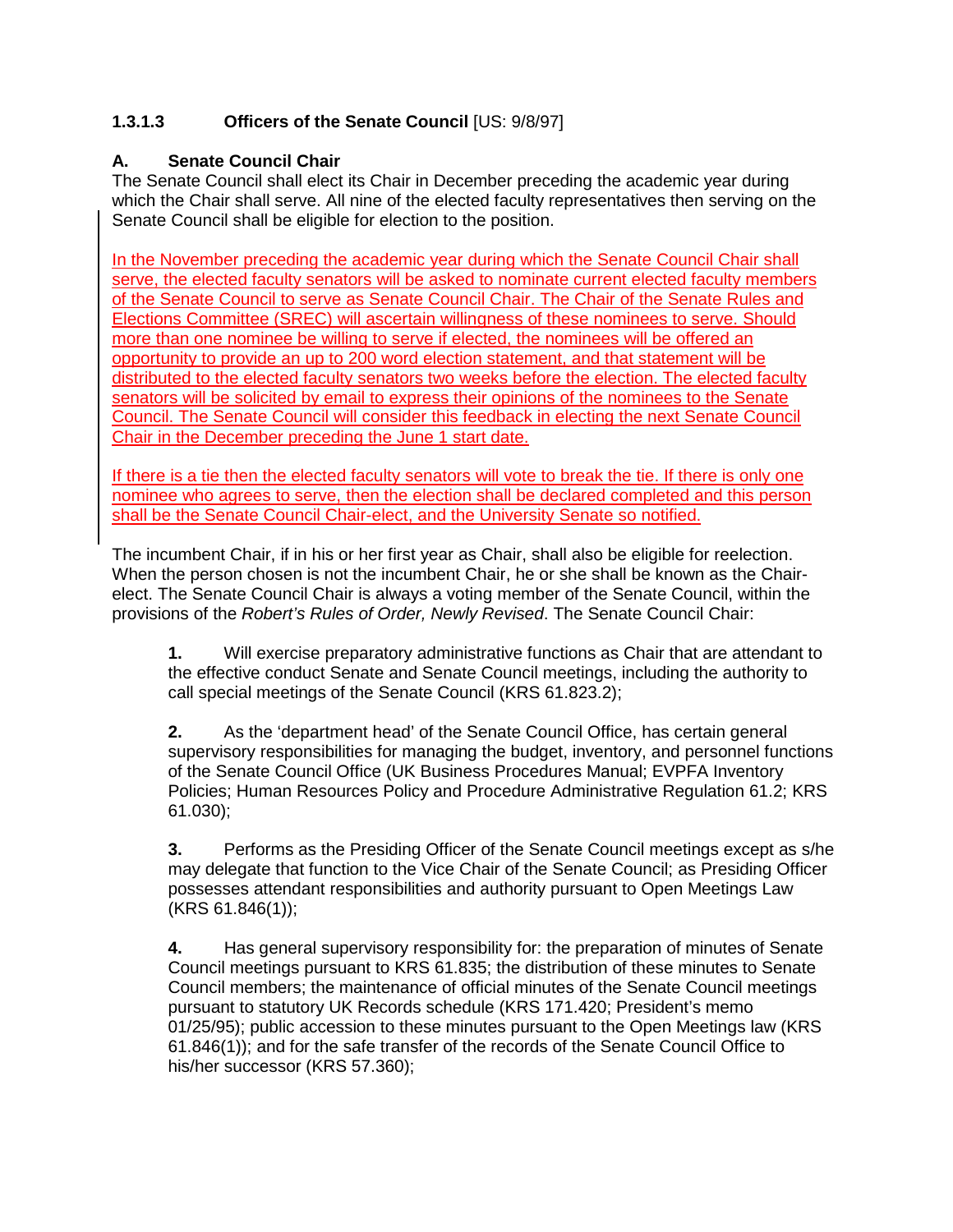### 1.3.1.3 Officers of the Senate Council [US: 9/8/97]

**A. Senate Council Chair**

The Senate Council shall elect its Chair in December preceding the academic year during which the Chair shall serve. All nine of the elected faculty representatives then serving on the Senate Council shall be eligible for election to the position.

In the November preceding the academic year during which the Senate Council Chair shall serve, the elected faculty senators will be asked to nominate current elected faculty members of the Senate Council to serve as Senate Council Chair. The Chair of the Senate Rules and Elections Committee (SREC) will ascertain willingness of these nominees to serve. Should more than one nominee be willing to serve if elected, the nominees will be offered an opportunity to provide an up to 200 word election statement, and that statement will be distributed to the elected faculty senators two weeks before the election. The elected faculty senators will be solicited by email to express their opinions of the nominees to the Senate Council. The Senate Council will consider this feedback in electing the next Senate Council Chair in the December preceding the June 1 start date.

If there is a tie then the elected faculty senators will vote to break the tie. If there is only one nominee who agrees to serve, then the election shall be declared completed and this person shall be the Senate Council Chair-elect, and the University Senate so notified.

The incumbent Chair, if in his or her first year as Chair, shall also be eligible for reelection. When the person chosen is not the incumbent Chair, he or she shall be known as the Chair-elect. The Senate Council Chair is always a voting member of the Senate Council, within the provisions of the *Robert's Rules of Order, Newly Revised*. The Senate Council Chair:

**1.** Will exercise preparatory administrative functions as Chair that are attendant to the effective conduct Senate and Senate Council meetings, including the authority to call special meetings of the Senate Council (KRS 61.823.2);

**2.** As the 'department head' of the Senate Council Office, has certain general supervisory responsibilities for managing the budget, inventory, and personnel functions of the Senate Council Office (UK Business Procedures Manual; EVPFA Inventory Policies; Human Resources Policy and Procedure Administrative Regulation 61.2; KRS 61.030);

**3.** Performs as the Presiding Officer of the Senate Council meetings except as s/he may delegate that function to the Vice Chair of the Senate Council; as Presiding Officer possesses attendant responsibilities and authority pursuant to Open Meetings Law (KRS 61.846(1));

**4.** Has general supervisory responsibility for: the preparation of minutes of Senate Council meetings pursuant to KRS 61.835; the distribution of these minutes to Senate Council members; the maintenance of official minutes of the Senate Council meetings pursuant to statutory UK Records schedule (KRS 171.420; President's memo 01/25/95); public accession to these minutes pursuant to the Open Meetings law (KRS 61.846(1)); and for the safe transfer of the records of the Senate Council Office to his/her successor (KRS 57.360);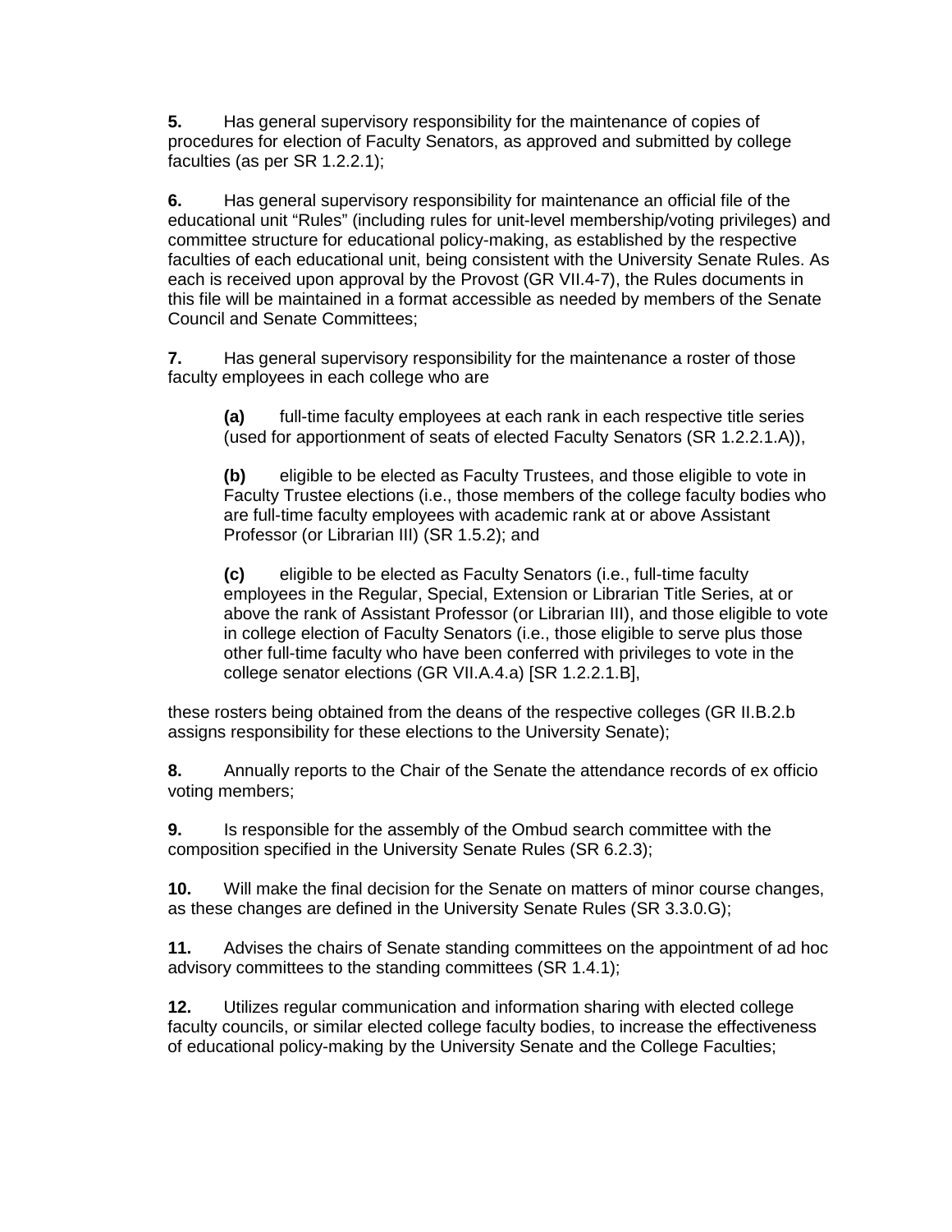**5.** Has general supervisory responsibility for the maintenance of copies of procedures for election of Faculty Senators, as approved and submitted by college faculties (as per SR 1.2.2.1);

**6.** Has general supervisory responsibility for maintenance an official file of the educational unit "Rules" (including rules for unit-level membership/voting privileges) and committee structure for educational policy-making, as established by the respective faculties of each educational unit, being consistent with the University Senate Rules. As each is received upon approval by the Provost (GR VII.4-7), the Rules documents in this file will be maintained in a format accessible as needed by members of the Senate Council and Senate Committees;

**7.** Has general supervisory responsibility for the maintenance a roster of those faculty employees in each college who are

> **(a)** full-time faculty employees at each rank in each respective title series (used for apportionment of seats of elected Faculty Senators (SR 1.2.2.1.A)),
>
> **(b)** eligible to be elected as Faculty Trustees, and those eligible to vote in Faculty Trustee elections (i.e., those members of the college faculty bodies who are full-time faculty employees with academic rank at or above Assistant Professor (or Librarian III) (SR 1.5.2); and
>
> **(c)** eligible to be elected as Faculty Senators (i.e., full-time faculty employees in the Regular, Special, Extension or Librarian Title Series, at or above the rank of Assistant Professor (or Librarian III), and those eligible to vote in college election of Faculty Senators (i.e., those eligible to serve plus those other full-time faculty who have been conferred with privileges to vote in the college senator elections (GR VII.A.4.a) [SR 1.2.2.1.B],

these rosters being obtained from the deans of the respective colleges (GR II.B.2.b assigns responsibility for these elections to the University Senate);

**8.** Annually reports to the Chair of the Senate the attendance records of ex officio voting members;

**9.** Is responsible for the assembly of the Ombud search committee with the composition specified in the University Senate Rules (SR 6.2.3);

**10.** Will make the final decision for the Senate on matters of minor course changes, as these changes are defined in the University Senate Rules (SR 3.3.0.G);

**11.** Advises the chairs of Senate standing committees on the appointment of ad hoc advisory committees to the standing committees (SR 1.4.1);

**12.** Utilizes regular communication and information sharing with elected college faculty councils, or similar elected college faculty bodies, to increase the effectiveness of educational policy-making by the University Senate and the College Faculties;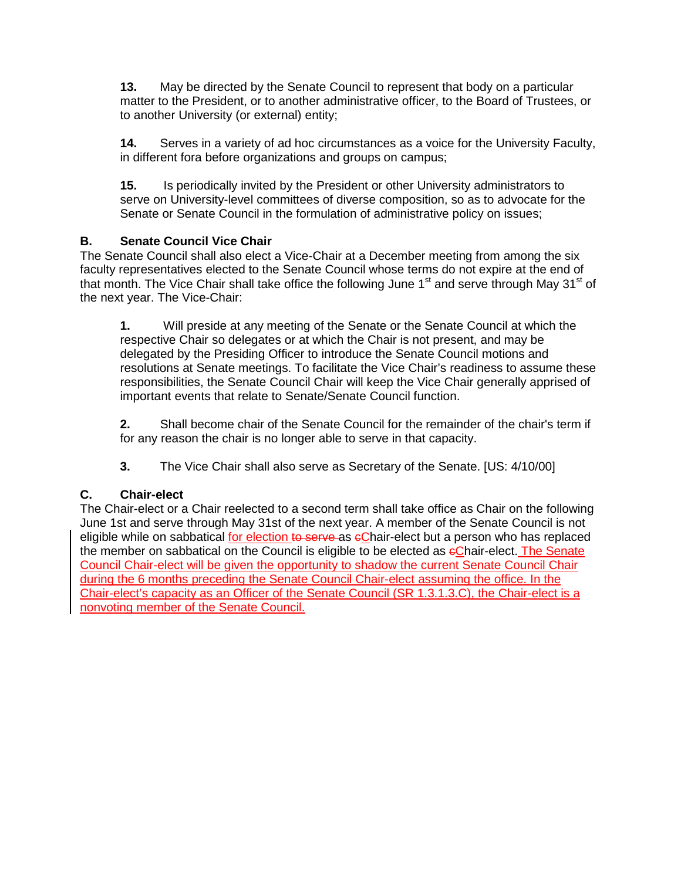**13.** May be directed by the Senate Council to represent that body on a particular matter to the President, or to another administrative officer, to the Board of Trustees, or to another University (or external) entity;

**14.** Serves in a variety of ad hoc circumstances as a voice for the University Faculty, in different fora before organizations and groups on campus;

**15.** Is periodically invited by the President or other University administrators to serve on University-level committees of diverse composition, so as to advocate for the Senate or Senate Council in the formulation of administrative policy on issues;

### B. Senate Council Vice Chair

The Senate Council shall also elect a Vice-Chair at a December meeting from among the six faculty representatives elected to the Senate Council whose terms do not expire at the end of that month. The Vice Chair shall take office the following June 1st and serve through May 31st of the next year. The Vice-Chair:

**1.** Will preside at any meeting of the Senate or the Senate Council at which the respective Chair so delegates or at which the Chair is not present, and may be delegated by the Presiding Officer to introduce the Senate Council motions and resolutions at Senate meetings. To facilitate the Vice Chair's readiness to assume these responsibilities, the Senate Council Chair will keep the Vice Chair generally apprised of important events that relate to Senate/Senate Council function.

**2.** Shall become chair of the Senate Council for the remainder of the chair's term if for any reason the chair is no longer able to serve in that capacity.

**3.** The Vice Chair shall also serve as Secretary of the Senate. [US: 4/10/00]

### C. Chair-elect

The Chair-elect or a Chair reelected to a second term shall take office as Chair on the following June 1st and serve through May 31st of the next year. A member of the Senate Council is not eligible while on sabbatical <ins>for election</ins> ~~to serve~~ as ~~c~~<ins>C</ins>hair-elect but a person who has replaced the member on sabbatical on the Council is eligible to be elected as ~~c~~<ins>C</ins>hair-elect.<ins> The Senate Council Chair-elect will be given the opportunity to shadow the current Senate Council Chair during the 6 months preceding the Senate Council Chair-elect assuming the office. In the Chair-elect's capacity as an Officer of the Senate Council (SR 1.3.1.3.C), the Chair-elect is a nonvoting member of the Senate Council.</ins>